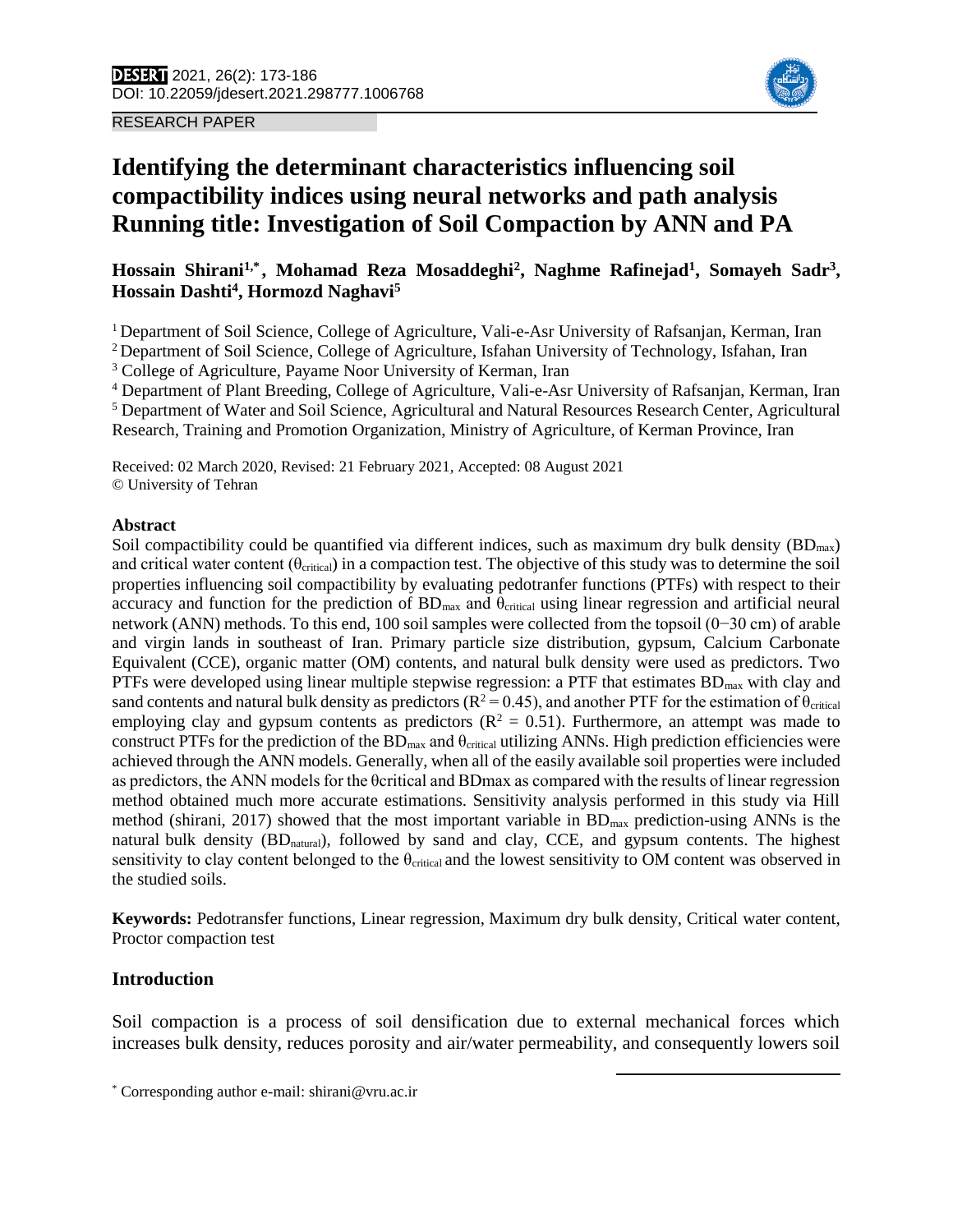RESEARCH PAPER

# Identifying the determinant characteristics influencing soil compactibility indices using neural networks and path analysis Running title: Investigation of Soil Compaction by ANN and PA

**Hossain Shirani[1,*], Mohamad Reza Mosaddeghi[2], Naghme Rafinejad[1], Somayeh Sadr[3], Hossain Dashti[4], Hormozd Naghavi[5]**

[1] Department of Soil Science, College of Agriculture, Vali-e-Asr University of Rafsanjan, Kerman, Iran
[2] Department of Soil Science, College of Agriculture, Isfahan University of Technology, Isfahan, Iran
[3] College of Agriculture, Payame Noor University of Kerman, Iran
[4] Department of Plant Breeding, College of Agriculture, Vali-e-Asr University of Rafsanjan, Kerman, Iran
[5] Department of Water and Soil Science, Agricultural and Natural Resources Research Center, Agricultural Research, Training and Promotion Organization, Ministry of Agriculture, of Kerman Province, Iran

Received: 02 March 2020, Revised: 21 February 2021, Accepted: 08 August 2021
© University of Tehran

## Abstract

Soil compactibility could be quantified via different indices, such as maximum dry bulk density ($BD_{max}$) and critical water content ($\theta_{critical}$) in a compaction test. The objective of this study was to determine the soil properties influencing soil compactibility by evaluating pedotranfer functions (PTFs) with respect to their accuracy and function for the prediction of $BD_{max}$ and $\theta_{critical}$ using linear regression and artificial neural network (ANN) methods. To this end, 100 soil samples were collected from the topsoil (0−30 cm) of arable and virgin lands in southeast of Iran. Primary particle size distribution, gypsum, Calcium Carbonate Equivalent (CCE), organic matter (OM) contents, and natural bulk density were used as predictors. Two PTFs were developed using linear multiple stepwise regression: a PTF that estimates $BD_{max}$ with clay and sand contents and natural bulk density as predictors ($R^2 = 0.45$), and another PTF for the estimation of $\theta_{critical}$ employing clay and gypsum contents as predictors ($R^2 = 0.51$). Furthermore, an attempt was made to construct PTFs for the prediction of the $BD_{max}$ and $\theta_{critical}$ utilizing ANNs. High prediction efficiencies were achieved through the ANN models. Generally, when all of the easily available soil properties were included as predictors, the ANN models for the θcritical and BDmax as compared with the results of linear regression method obtained much more accurate estimations. Sensitivity analysis performed in this study via Hill method (shirani, 2017) showed that the most important variable in $BD_{max}$ prediction-using ANNs is the natural bulk density ($BD_{natural}$), followed by sand and clay, CCE, and gypsum contents. The highest sensitivity to clay content belonged to the $\theta_{critical}$ and the lowest sensitivity to OM content was observed in the studied soils.

**Keywords:** Pedotransfer functions, Linear regression, Maximum dry bulk density, Critical water content, Proctor compaction test

## Introduction

Soil compaction is a process of soil densification due to external mechanical forces which increases bulk density, reduces porosity and air/water permeability, and consequently lowers soil

* Corresponding author e-mail: shirani@vru.ac.ir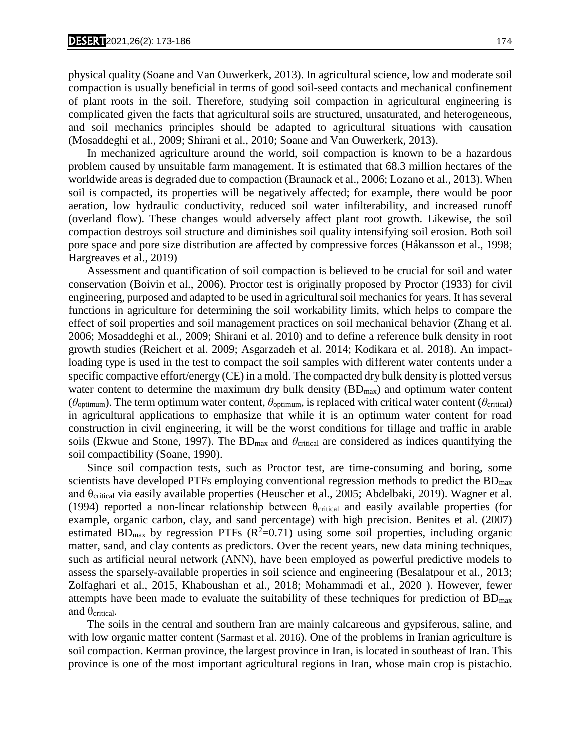physical quality (Soane and Van Ouwerkerk, 2013). In agricultural science, low and moderate soil compaction is usually beneficial in terms of good soil-seed contacts and mechanical confinement of plant roots in the soil. Therefore, studying soil compaction in agricultural engineering is complicated given the facts that agricultural soils are structured, unsaturated, and heterogeneous, and soil mechanics principles should be adapted to agricultural situations with causation (Mosaddeghi et al., 2009; Shirani et al., 2010; Soane and Van Ouwerkerk, 2013).

In mechanized agriculture around the world, soil compaction is known to be a hazardous problem caused by unsuitable farm management. It is estimated that 68.3 million hectares of the worldwide areas is degraded due to compaction (Braunack et al., 2006; Lozano et al., 2013). When soil is compacted, its properties will be negatively affected; for example, there would be poor aeration, low hydraulic conductivity, reduced soil water infilterability, and increased runoff (overland flow). These changes would adversely affect plant root growth. Likewise, the soil compaction destroys soil structure and diminishes soil quality intensifying soil erosion. Both soil pore space and pore size distribution are affected by compressive forces (Håkansson et al., 1998; Hargreaves et al., 2019)

Assessment and quantification of soil compaction is believed to be crucial for soil and water conservation (Boivin et al., 2006). Proctor test is originally proposed by Proctor (1933) for civil engineering, purposed and adapted to be used in agricultural soil mechanics for years. It has several functions in agriculture for determining the soil workability limits, which helps to compare the effect of soil properties and soil management practices on soil mechanical behavior (Zhang et al. 2006; Mosaddeghi et al., 2009; Shirani et al. 2010) and to define a reference bulk density in root growth studies (Reichert et al. 2009; Asgarzadeh et al. 2014; Kodikara et al. 2018). An impact-loading type is used in the test to compact the soil samples with different water contents under a specific compactive effort/energy (CE) in a mold. The compacted dry bulk density is plotted versus water content to determine the maximum dry bulk density ($BD_{max}$) and optimum water content ($\theta_{optimum}$). The term optimum water content, $\theta_{optimum}$, is replaced with critical water content ($\theta_{critical}$) in agricultural applications to emphasize that while it is an optimum water content for road construction in civil engineering, it will be the worst conditions for tillage and traffic in arable soils (Ekwue and Stone, 1997). The $BD_{max}$ and $\theta_{critical}$ are considered as indices quantifying the soil compactibility (Soane, 1990).

Since soil compaction tests, such as Proctor test, are time-consuming and boring, some scientists have developed PTFs employing conventional regression methods to predict the $BD_{max}$ and $\theta_{critical}$ via easily available properties (Heuscher et al., 2005; Abdelbaki, 2019). Wagner et al. (1994) reported a non-linear relationship between $\theta_{critical}$ and easily available properties (for example, organic carbon, clay, and sand percentage) with high precision. Benites et al. (2007) estimated $BD_{max}$ by regression PTFs ($R^2$=0.71) using some soil properties, including organic matter, sand, and clay contents as predictors. Over the recent years, new data mining techniques, such as artificial neural network (ANN), have been employed as powerful predictive models to assess the sparsely-available properties in soil science and engineering (Besalatpour et al., 2013; Zolfaghari et al., 2015, Khaboushan et al., 2018; Mohammadi et al., 2020 ). However, fewer attempts have been made to evaluate the suitability of these techniques for prediction of $BD_{max}$ and $\theta_{critical}$.

The soils in the central and southern Iran are mainly calcareous and gypsiferous, saline, and with low organic matter content (Sarmast et al. 2016). One of the problems in Iranian agriculture is soil compaction. Kerman province, the largest province in Iran, is located in southeast of Iran. This province is one of the most important agricultural regions in Iran, whose main crop is pistachio.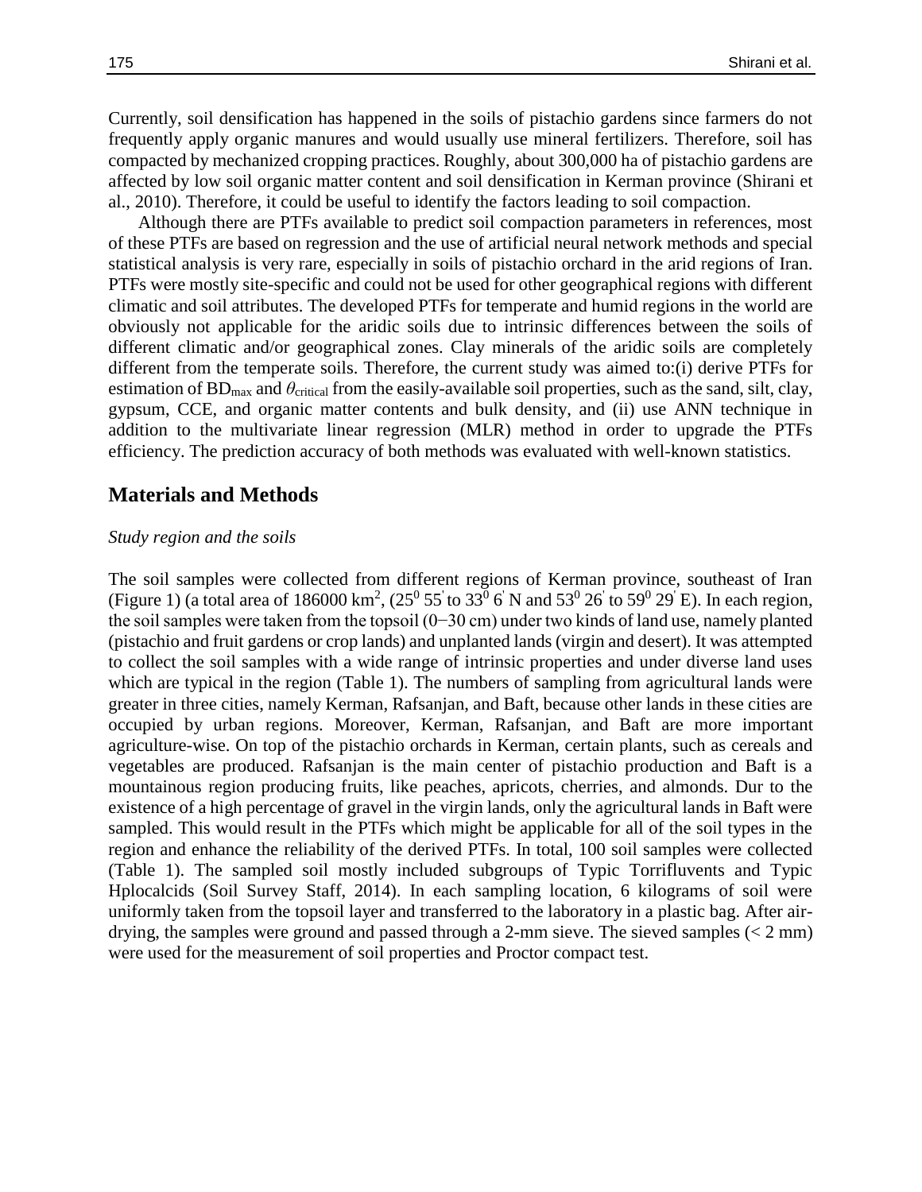Currently, soil densification has happened in the soils of pistachio gardens since farmers do not frequently apply organic manures and would usually use mineral fertilizers. Therefore, soil has compacted by mechanized cropping practices. Roughly, about 300,000 ha of pistachio gardens are affected by low soil organic matter content and soil densification in Kerman province (Shirani et al., 2010). Therefore, it could be useful to identify the factors leading to soil compaction.

Although there are PTFs available to predict soil compaction parameters in references, most of these PTFs are based on regression and the use of artificial neural network methods and special statistical analysis is very rare, especially in soils of pistachio orchard in the arid regions of Iran. PTFs were mostly site-specific and could not be used for other geographical regions with different climatic and soil attributes. The developed PTFs for temperate and humid regions in the world are obviously not applicable for the aridic soils due to intrinsic differences between the soils of different climatic and/or geographical zones. Clay minerals of the aridic soils are completely different from the temperate soils. Therefore, the current study was aimed to:(i) derive PTFs for estimation of $BD_{max}$ and $\theta_{critical}$ from the easily-available soil properties, such as the sand, silt, clay, gypsum, CCE, and organic matter contents and bulk density, and (ii) use ANN technique in addition to the multivariate linear regression (MLR) method in order to upgrade the PTFs efficiency. The prediction accuracy of both methods was evaluated with well-known statistics.

## Materials and Methods

*Study region and the soils*

The soil samples were collected from different regions of Kerman province, southeast of Iran (Figure 1) (a total area of 186000 km$^2$, ($25^0$ 55$'$ to $33^0$ 6$'$ N and $53^0$ 26$'$ to $59^0$ 29$'$ E). In each region, the soil samples were taken from the topsoil (0−30 cm) under two kinds of land use, namely planted (pistachio and fruit gardens or crop lands) and unplanted lands (virgin and desert). It was attempted to collect the soil samples with a wide range of intrinsic properties and under diverse land uses which are typical in the region (Table 1). The numbers of sampling from agricultural lands were greater in three cities, namely Kerman, Rafsanjan, and Baft, because other lands in these cities are occupied by urban regions. Moreover, Kerman, Rafsanjan, and Baft are more important agriculture-wise. On top of the pistachio orchards in Kerman, certain plants, such as cereals and vegetables are produced. Rafsanjan is the main center of pistachio production and Baft is a mountainous region producing fruits, like peaches, apricots, cherries, and almonds. Dur to the existence of a high percentage of gravel in the virgin lands, only the agricultural lands in Baft were sampled. This would result in the PTFs which might be applicable for all of the soil types in the region and enhance the reliability of the derived PTFs. In total, 100 soil samples were collected (Table 1). The sampled soil mostly included subgroups of Typic Torrifluvents and Typic Hplocalcids (Soil Survey Staff, 2014). In each sampling location, 6 kilograms of soil were uniformly taken from the topsoil layer and transferred to the laboratory in a plastic bag. After air-drying, the samples were ground and passed through a 2-mm sieve. The sieved samples (< 2 mm) were used for the measurement of soil properties and Proctor compact test.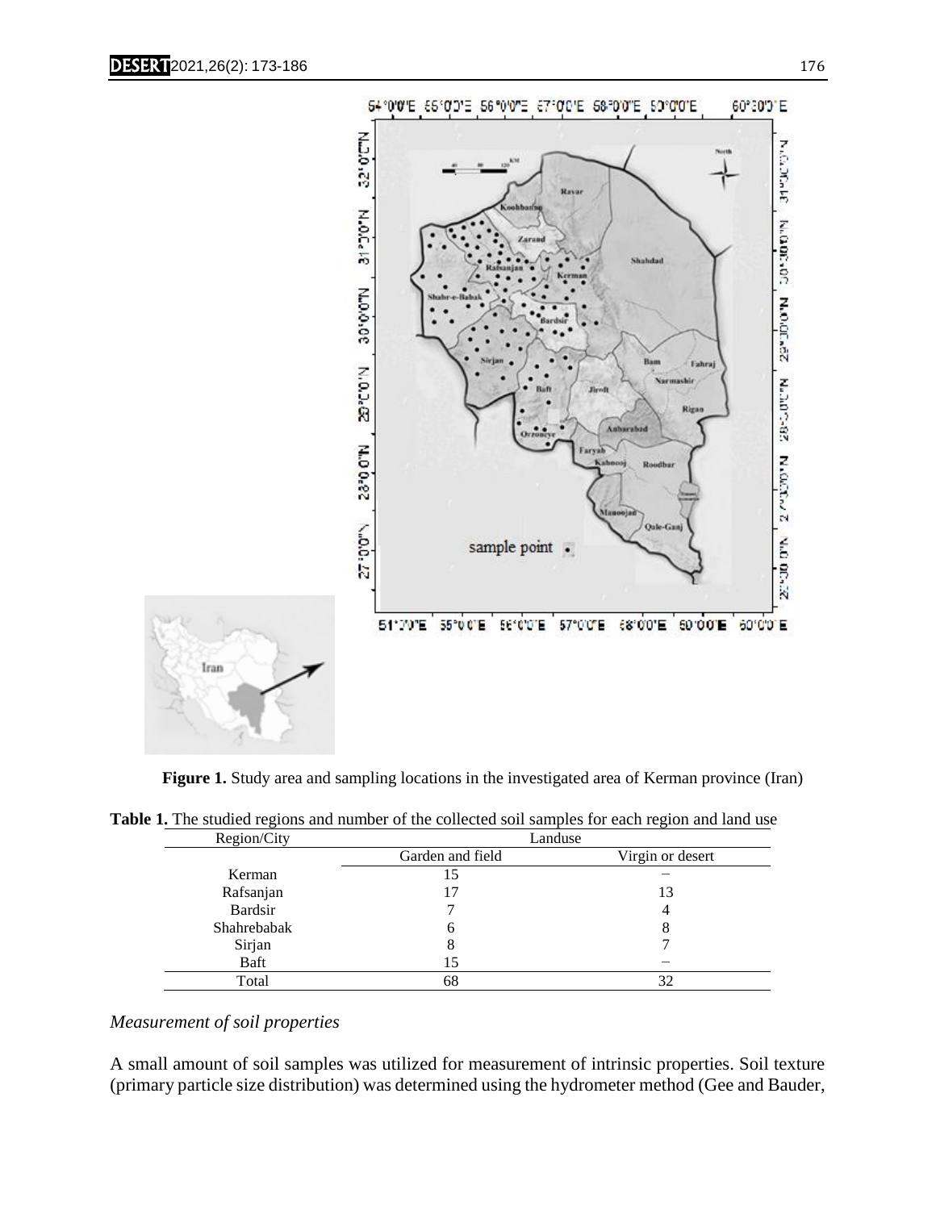**Figure 1.** Study area and sampling locations in the investigated area of Kerman province (Iran)

**Table 1.** The studied regions and number of the collected soil samples for each region and land use

| Region/City | Landuse | |
|---|---|---|
| | Garden and field | Virgin or desert |
| Kerman | 15 | − |
| Rafsanjan | 17 | 13 |
| Bardsir | 7 | 4 |
| Shahrebabak | 6 | 8 |
| Sirjan | 8 | 7 |
| Baft | 15 | − |
| Total | 68 | 32 |

*Measurement of soil properties*

A small amount of soil samples was utilized for measurement of intrinsic properties. Soil texture (primary particle size distribution) was determined using the hydrometer method (Gee and Bauder,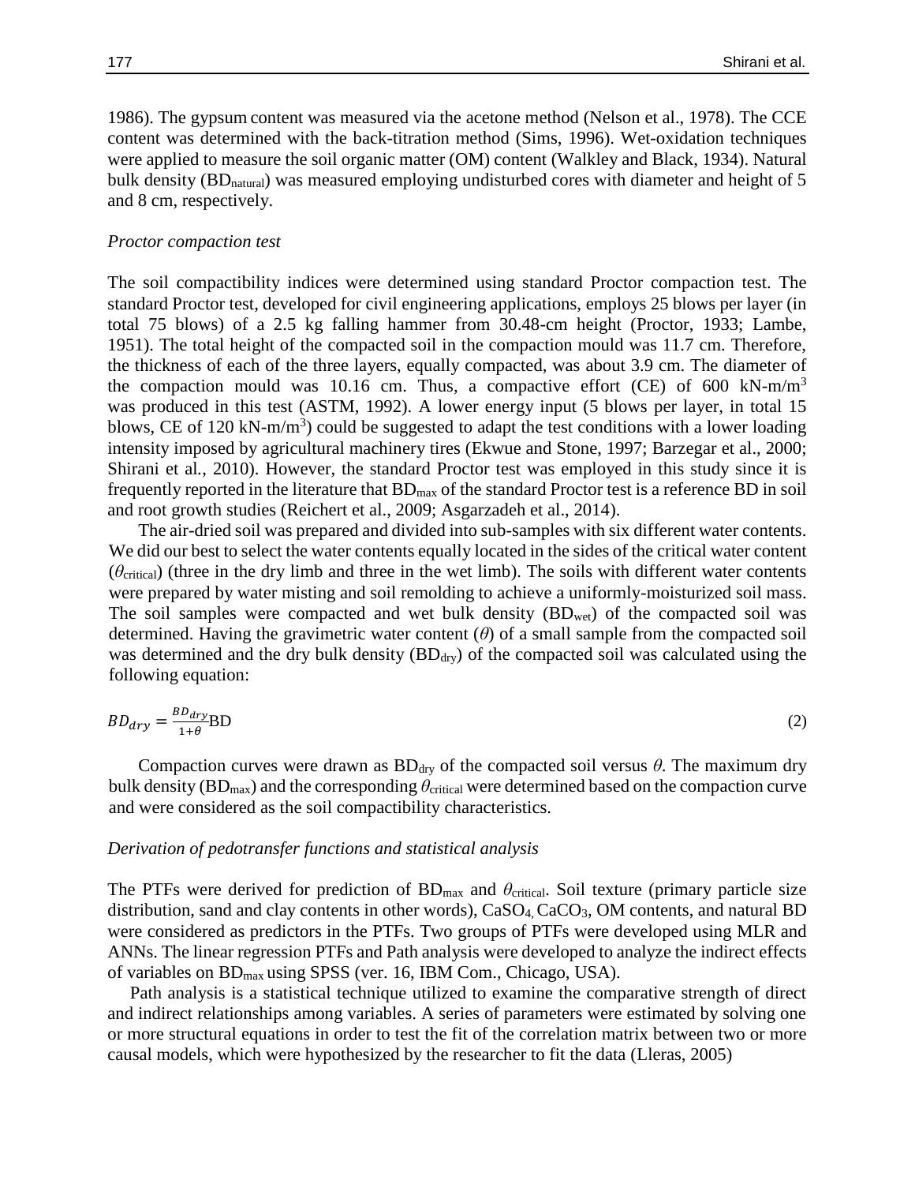1986). The gypsum content was measured via the acetone method (Nelson et al., 1978). The CCE content was determined with the back-titration method (Sims, 1996). Wet-oxidation techniques were applied to measure the soil organic matter (OM) content (Walkley and Black, 1934). Natural bulk density ($BD_{natural}$) was measured employing undisturbed cores with diameter and height of 5 and 8 cm, respectively.

### *Proctor compaction test*

The soil compactibility indices were determined using standard Proctor compaction test. The standard Proctor test, developed for civil engineering applications, employs 25 blows per layer (in total 75 blows) of a 2.5 kg falling hammer from 30.48-cm height (Proctor, 1933; Lambe, 1951). The total height of the compacted soil in the compaction mould was 11.7 cm. Therefore, the thickness of each of the three layers, equally compacted, was about 3.9 cm. The diameter of the compaction mould was 10.16 cm. Thus, a compactive effort (CE) of 600 kN-m/m$^3$ was produced in this test (ASTM, 1992). A lower energy input (5 blows per layer, in total 15 blows, CE of 120 kN-m/m$^3$) could be suggested to adapt the test conditions with a lower loading intensity imposed by agricultural machinery tires (Ekwue and Stone, 1997; Barzegar et al., 2000; Shirani et al., 2010). However, the standard Proctor test was employed in this study since it is frequently reported in the literature that $BD_{max}$ of the standard Proctor test is a reference BD in soil and root growth studies (Reichert et al., 2009; Asgarzadeh et al., 2014).

The air-dried soil was prepared and divided into sub-samples with six different water contents. We did our best to select the water contents equally located in the sides of the critical water content ($\theta_{critical}$) (three in the dry limb and three in the wet limb). The soils with different water contents were prepared by water misting and soil remolding to achieve a uniformly-moisturized soil mass. The soil samples were compacted and wet bulk density ($BD_{wet}$) of the compacted soil was determined. Having the gravimetric water content ($\theta$) of a small sample from the compacted soil was determined and the dry bulk density ($BD_{dry}$) of the compacted soil was calculated using the following equation:

$$BD_{dry} = \frac{BD_{dry}}{1+\theta}\text{BD} \tag{2}$$

Compaction curves were drawn as $BD_{dry}$ of the compacted soil versus $\theta$. The maximum dry bulk density ($BD_{max}$) and the corresponding $\theta_{critical}$ were determined based on the compaction curve and were considered as the soil compactibility characteristics.

### *Derivation of pedotransfer functions and statistical analysis*

The PTFs were derived for prediction of $BD_{max}$ and $\theta_{critical}$. Soil texture (primary particle size distribution, sand and clay contents in other words), $CaSO_4$, $CaCO_3$, OM contents, and natural BD were considered as predictors in the PTFs. Two groups of PTFs were developed using MLR and ANNs. The linear regression PTFs and Path analysis were developed to analyze the indirect effects of variables on $BD_{max}$ using SPSS (ver. 16, IBM Com., Chicago, USA).

Path analysis is a statistical technique utilized to examine the comparative strength of direct and indirect relationships among variables. A series of parameters were estimated by solving one or more structural equations in order to test the fit of the correlation matrix between two or more causal models, which were hypothesized by the researcher to fit the data (Lleras, 2005)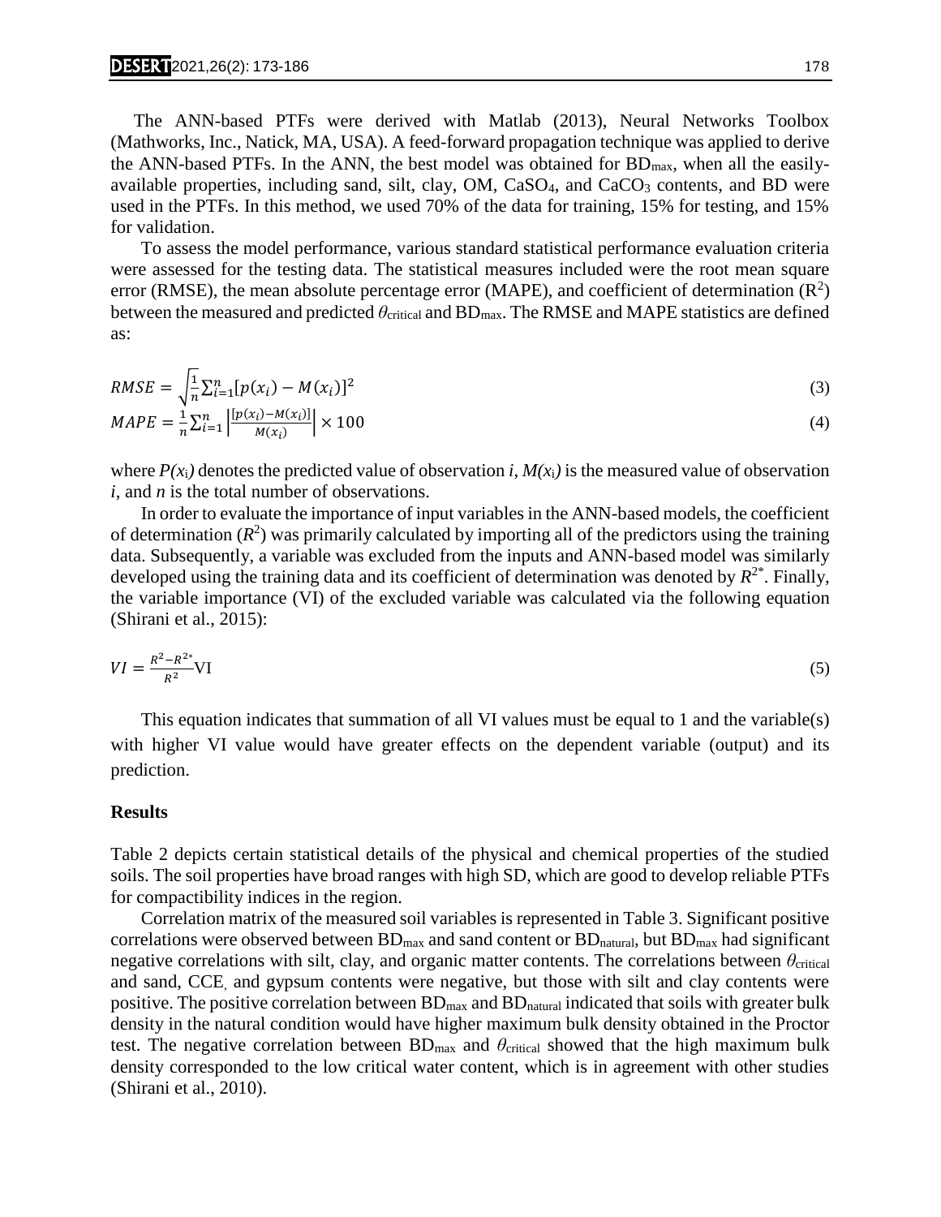The ANN-based PTFs were derived with Matlab (2013), Neural Networks Toolbox (Mathworks, Inc., Natick, MA, USA). A feed-forward propagation technique was applied to derive the ANN-based PTFs. In the ANN, the best model was obtained for $BD_{max}$, when all the easily-available properties, including sand, silt, clay, OM, $CaSO_4$, and $CaCO_3$ contents, and BD were used in the PTFs. In this method, we used 70% of the data for training, 15% for testing, and 15% for validation.

To assess the model performance, various standard statistical performance evaluation criteria were assessed for the testing data. The statistical measures included were the root mean square error (RMSE), the mean absolute percentage error (MAPE), and coefficient of determination ($R^2$) between the measured and predicted $\theta_{critical}$ and $BD_{max}$. The RMSE and MAPE statistics are defined as:

$$RMSE = \sqrt{\frac{1}{n}\sum_{i=1}^{n}[p(x_i) - M(x_i)]^2} \tag{3}$$

$$MAPE = \frac{1}{n}\sum_{i=1}^{n}\left|\frac{[p(x_i) - M(x_i)]}{M(x_i)}\right| \times 100 \tag{4}$$

where $P(x_i)$ denotes the predicted value of observation $i$, $M(x_i)$ is the measured value of observation $i$, and $n$ is the total number of observations.

In order to evaluate the importance of input variables in the ANN-based models, the coefficient of determination ($R^2$) was primarily calculated by importing all of the predictors using the training data. Subsequently, a variable was excluded from the inputs and ANN-based model was similarly developed using the training data and its coefficient of determination was denoted by $R^{2*}$. Finally, the variable importance (VI) of the excluded variable was calculated via the following equation (Shirani et al., 2015):

$$VI = \frac{R^2 - R^{2*}}{R^2}\text{VI} \tag{5}$$

This equation indicates that summation of all VI values must be equal to 1 and the variable(s) with higher VI value would have greater effects on the dependent variable (output) and its prediction.

## Results

Table 2 depicts certain statistical details of the physical and chemical properties of the studied soils. The soil properties have broad ranges with high SD, which are good to develop reliable PTFs for compactibility indices in the region.

Correlation matrix of the measured soil variables is represented in Table 3. Significant positive correlations were observed between $BD_{max}$ and sand content or $BD_{natural}$, but $BD_{max}$ had significant negative correlations with silt, clay, and organic matter contents. The correlations between $\theta_{critical}$ and sand, CCE, and gypsum contents were negative, but those with silt and clay contents were positive. The positive correlation between $BD_{max}$ and $BD_{natural}$ indicated that soils with greater bulk density in the natural condition would have higher maximum bulk density obtained in the Proctor test. The negative correlation between $BD_{max}$ and $\theta_{critical}$ showed that the high maximum bulk density corresponded to the low critical water content, which is in agreement with other studies (Shirani et al., 2010).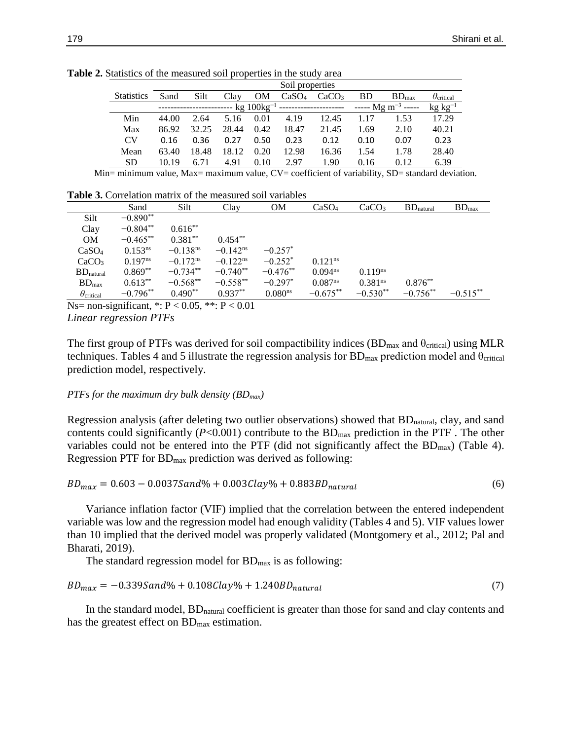**Table 2.** Statistics of the measured soil properties in the study area

| Statistics | Soil properties | | | | | | | | |
|---|---|---|---|---|---|---|---|---|---|
| | Sand | Silt | Clay | OM | $CaSO_4$ | $CaCO_3$ | BD | $BD_{max}$ | $\theta_{critical}$ |
| | ------------------------ kg $100kg^{-1}$ | | | | | --------------------- | ----- Mg $m^{-3}$ ----- | | kg $kg^{-1}$ |
| Min | 44.00 | 2.64 | 5.16 | 0.01 | 4.19 | 12.45 | 1.17 | 1.53 | 17.29 |
| Max | 86.92 | 32.25 | 28.44 | 0.42 | 18.47 | 21.45 | 1.69 | 2.10 | 40.21 |
| CV | 0.16 | 0.36 | 0.27 | 0.50 | 0.23 | 0.12 | 0.10 | 0.07 | 0.23 |
| Mean | 63.40 | 18.48 | 18.12 | 0.20 | 12.98 | 16.36 | 1.54 | 1.78 | 28.40 |
| SD | 10.19 | 6.71 | 4.91 | 0.10 | 2.97 | 1.90 | 0.16 | 0.12 | 6.39 |

Min= minimum value, Max= maximum value, CV= coefficient of variability, SD= standard deviation.

**Table 3.** Correlation matrix of the measured soil variables

| | Sand | Silt | Clay | OM | $CaSO_4$ | $CaCO_3$ | $BD_{natural}$ | $BD_{max}$ |
|---|---|---|---|---|---|---|---|---|
| Silt | $-0.890^{**}$ | | | | | | | |
| Clay | $-0.804^{**}$ | $0.616^{**}$ | | | | | | |
| OM | $-0.465^{**}$ | $0.381^{**}$ | $0.454^{**}$ | | | | | |
| $CaSO_4$ | $0.153^{ns}$ | $-0.138^{ns}$ | $-0.142^{ns}$ | $-0.257^{*}$ | | | | |
| $CaCO_3$ | $0.197^{ns}$ | $-0.172^{ns}$ | $-0.122^{ns}$ | $-0.252^{*}$ | $0.121^{ns}$ | | | |
| $BD_{natural}$ | $0.869^{**}$ | $-0.734^{**}$ | $-0.740^{**}$ | $-0.476^{**}$ | $0.094^{ns}$ | $0.119^{ns}$ | | |
| $BD_{max}$ | $0.613^{**}$ | $-0.568^{**}$ | $-0.558^{**}$ | $-0.297^{*}$ | $0.087^{ns}$ | $0.381^{ns}$ | $0.876^{**}$ | |
| $\theta_{critical}$ | $-0.796^{**}$ | $0.490^{**}$ | $0.937^{**}$ | $0.080^{ns}$ | $-0.675^{**}$ | $-0.530^{**}$ | $-0.756^{**}$ | $-0.515^{**}$ |

Ns= non-significant, *: $P < 0.05$, **: $P < 0.01$

*Linear regression PTFs*

The first group of PTFs was derived for soil compactibility indices ($BD_{max}$ and $\theta_{critical}$) using MLR techniques. Tables 4 and 5 illustrate the regression analysis for $BD_{max}$ prediction model and $\theta_{critical}$ prediction model, respectively.

*PTFs for the maximum dry bulk density ($BD_{max}$)*

Regression analysis (after deleting two outlier observations) showed that $BD_{natural}$, clay, and sand contents could significantly ($P$<0.001) contribute to the $BD_{max}$ prediction in the PTF . The other variables could not be entered into the PTF (did not significantly affect the $BD_{max}$) (Table 4). Regression PTF for $BD_{max}$ prediction was derived as following:

$$BD_{max} = 0.603 - 0.0037Sand\% + 0.003Clay\% + 0.883BD_{natural} \tag{6}$$

Variance inflation factor (VIF) implied that the correlation between the entered independent variable was low and the regression model had enough validity (Tables 4 and 5). VIF values lower than 10 implied that the derived model was properly validated (Montgomery et al., 2012; Pal and Bharati, 2019).

The standard regression model for $BD_{max}$ is as following:

$$BD_{max} = -0.339Sand\% + 0.108Clay\% + 1.240BD_{natural} \tag{7}$$

In the standard model, $BD_{natural}$ coefficient is greater than those for sand and clay contents and has the greatest effect on $BD_{max}$ estimation.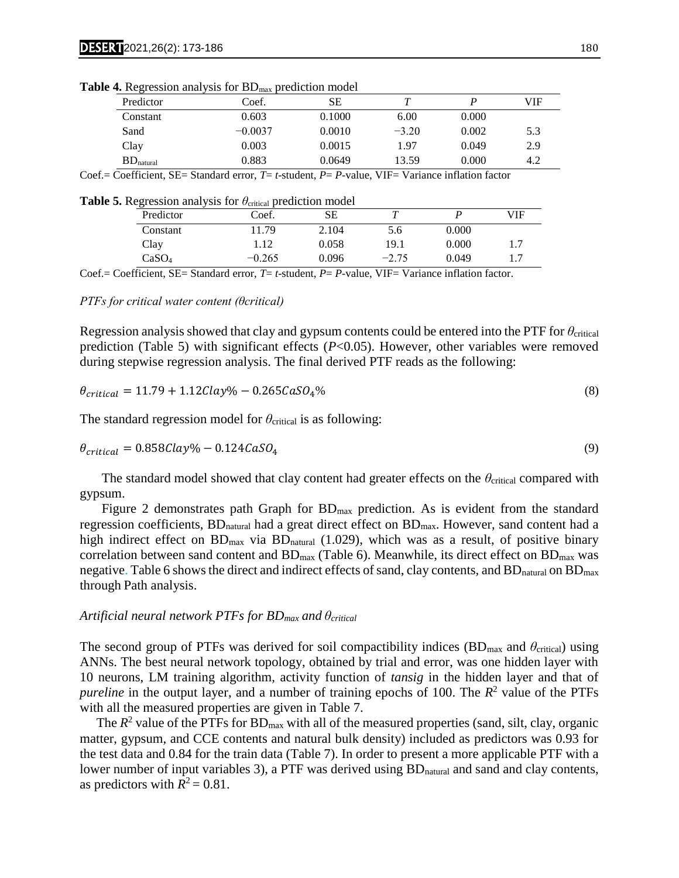**Table 4.** Regression analysis for $BD_{max}$ prediction model

| Predictor | Coef. | SE | *T* | *P* | VIF |
|---|---|---|---|---|---|
| Constant | 0.603 | 0.1000 | 6.00 | 0.000 | |
| Sand | −0.0037 | 0.0010 | −3.20 | 0.002 | 5.3 |
| Clay | 0.003 | 0.0015 | 1.97 | 0.049 | 2.9 |
| $BD_{natural}$ | 0.883 | 0.0649 | 13.59 | 0.000 | 4.2 |

Coef.= Coefficient, SE= Standard error, *T*= *t*-student, *P*= *P*-value, VIF= Variance inflation factor

**Table 5.** Regression analysis for $\theta_{critical}$ prediction model

| Predictor | Coef. | SE | *T* | *P* | VIF |
|---|---|---|---|---|---|
| Constant | 11.79 | 2.104 | 5.6 | 0.000 | |
| Clay | 1.12 | 0.058 | 19.1 | 0.000 | 1.7 |
| $CaSO_4$ | −0.265 | 0.096 | −2.75 | 0.049 | 1.7 |

Coef.= Coefficient, SE= Standard error, *T*= *t*-student, *P*= *P*-value, VIF= Variance inflation factor.

*PTFs for critical water content (θcritical)*

Regression analysis showed that clay and gypsum contents could be entered into the PTF for $\theta_{critical}$ prediction (Table 5) with significant effects ($P<0.05$). However, other variables were removed during stepwise regression analysis. The final derived PTF reads as the following:

$$\theta_{critical} = 11.79 + 1.12Clay\% - 0.265CaSO_4\% \tag{8}$$

The standard regression model for $\theta_{critical}$ is as following:

$$\theta_{critical} = 0.858Clay\% - 0.124CaSO_4 \tag{9}$$

The standard model showed that clay content had greater effects on the $\theta_{critical}$ compared with gypsum.

Figure 2 demonstrates path Graph for $BD_{max}$ prediction. As is evident from the standard regression coefficients, $BD_{natural}$ had a great direct effect on $BD_{max}$. However, sand content had a high indirect effect on $BD_{max}$ via $BD_{natural}$ (1.029), which was as a result, of positive binary correlation between sand content and $BD_{max}$ (Table 6). Meanwhile, its direct effect on $BD_{max}$ was negative. Table 6 shows the direct and indirect effects of sand, clay contents, and $BD_{natural}$ on $BD_{max}$ through Path analysis.

*Artificial neural network PTFs for $BD_{max}$ and $\theta_{critical}$*

The second group of PTFs was derived for soil compactibility indices ($BD_{max}$ and $\theta_{critical}$) using ANNs. The best neural network topology, obtained by trial and error, was one hidden layer with 10 neurons, LM training algorithm, activity function of *tansig* in the hidden layer and that of *pureline* in the output layer, and a number of training epochs of 100. The $R^2$ value of the PTFs with all the measured properties are given in Table 7.

The $R^2$ value of the PTFs for $BD_{max}$ with all of the measured properties (sand, silt, clay, organic matter, gypsum, and CCE contents and natural bulk density) included as predictors was 0.93 for the test data and 0.84 for the train data (Table 7). In order to present a more applicable PTF with a lower number of input variables 3), a PTF was derived using $BD_{natural}$ and sand and clay contents, as predictors with $R^2 = 0.81$.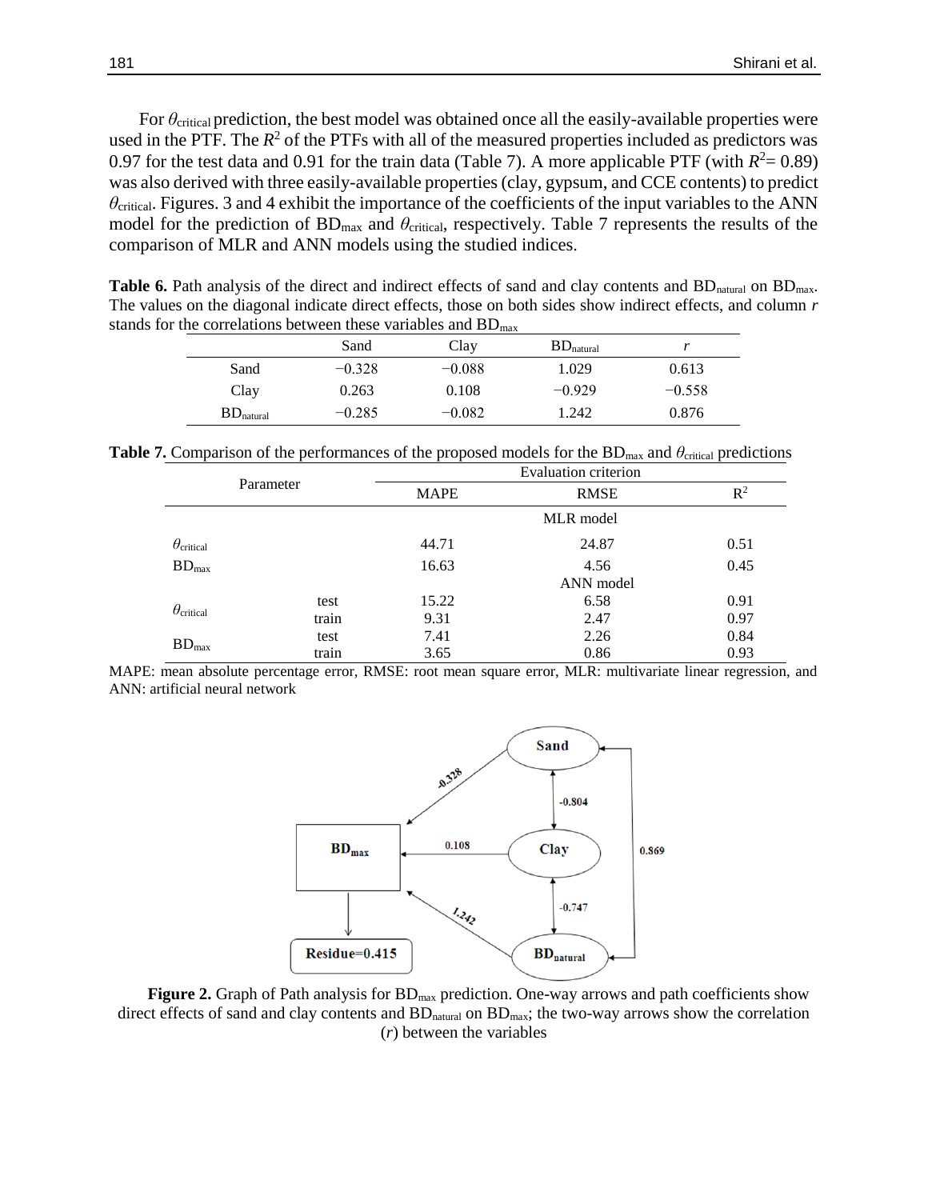For $\theta_{critical}$ prediction, the best model was obtained once all the easily-available properties were used in the PTF. The $R^2$ of the PTFs with all of the measured properties included as predictors was 0.97 for the test data and 0.91 for the train data (Table 7). A more applicable PTF (with $R^2$= 0.89) was also derived with three easily-available properties (clay, gypsum, and CCE contents) to predict $\theta_{critical}$. Figures. 3 and 4 exhibit the importance of the coefficients of the input variables to the ANN model for the prediction of $BD_{max}$ and $\theta_{critical}$, respectively. Table 7 represents the results of the comparison of MLR and ANN models using the studied indices.

**Table 6.** Path analysis of the direct and indirect effects of sand and clay contents and $BD_{natural}$ on $BD_{max}$. The values on the diagonal indicate direct effects, those on both sides show indirect effects, and column *r* stands for the correlations between these variables and $BD_{max}$

| | Sand | Clay | $BD_{natural}$ | *r* |
|---|---|---|---|---|
| Sand | −0.328 | −0.088 | 1.029 | 0.613 |
| Clay | 0.263 | 0.108 | −0.929 | −0.558 |
| $BD_{natural}$ | −0.285 | −0.082 | 1.242 | 0.876 |

**Table 7.** Comparison of the performances of the proposed models for the $BD_{max}$ and $\theta_{critical}$ predictions

| Parameter | | Evaluation criterion | | |
|---|---|---|---|---|
| | | MAPE | RMSE | $R^2$ |
| | | | MLR model | |
| $\theta_{critical}$ | | 44.71 | 24.87 | 0.51 |
| $BD_{max}$ | | 16.63 | 4.56 | 0.45 |
| | | | ANN model | |
| $\theta_{critical}$ | test | 15.22 | 6.58 | 0.91 |
| | train | 9.31 | 2.47 | 0.97 |
| $BD_{max}$ | test | 7.41 | 2.26 | 0.84 |
| | train | 3.65 | 0.86 | 0.93 |

MAPE: mean absolute percentage error, RMSE: root mean square error, MLR: multivariate linear regression, and ANN: artificial neural network

**Figure 2.** Graph of Path analysis for $BD_{max}$ prediction. One-way arrows and path coefficients show direct effects of sand and clay contents and $BD_{natural}$ on $BD_{max}$; the two-way arrows show the correlation (*r*) between the variables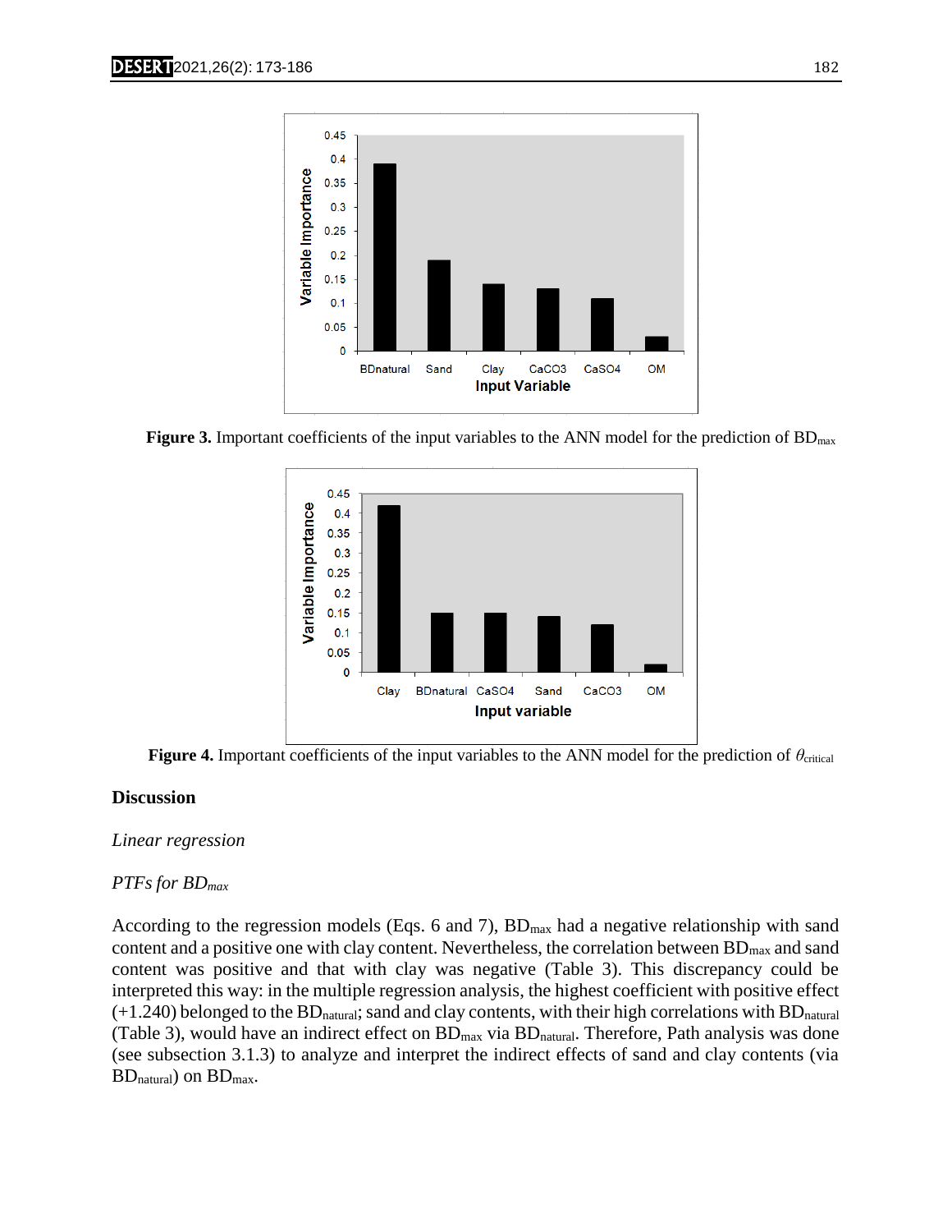**Figure 3.** Important coefficients of the input variables to the ANN model for the prediction of $BD_{max}$

**Figure 4.** Important coefficients of the input variables to the ANN model for the prediction of $\theta_{critical}$

## Discussion

### *Linear regression*

#### *PTFs for $BD_{max}$*

According to the regression models (Eqs. 6 and 7), $BD_{max}$ had a negative relationship with sand content and a positive one with clay content. Nevertheless, the correlation between $BD_{max}$ and sand content was positive and that with clay was negative (Table 3). This discrepancy could be interpreted this way: in the multiple regression analysis, the highest coefficient with positive effect (+1.240) belonged to the $BD_{natural}$; sand and clay contents, with their high correlations with $BD_{natural}$ (Table 3), would have an indirect effect on $BD_{max}$ via $BD_{natural}$. Therefore, Path analysis was done (see subsection 3.1.3) to analyze and interpret the indirect effects of sand and clay contents (via $BD_{natural}$) on $BD_{max}$.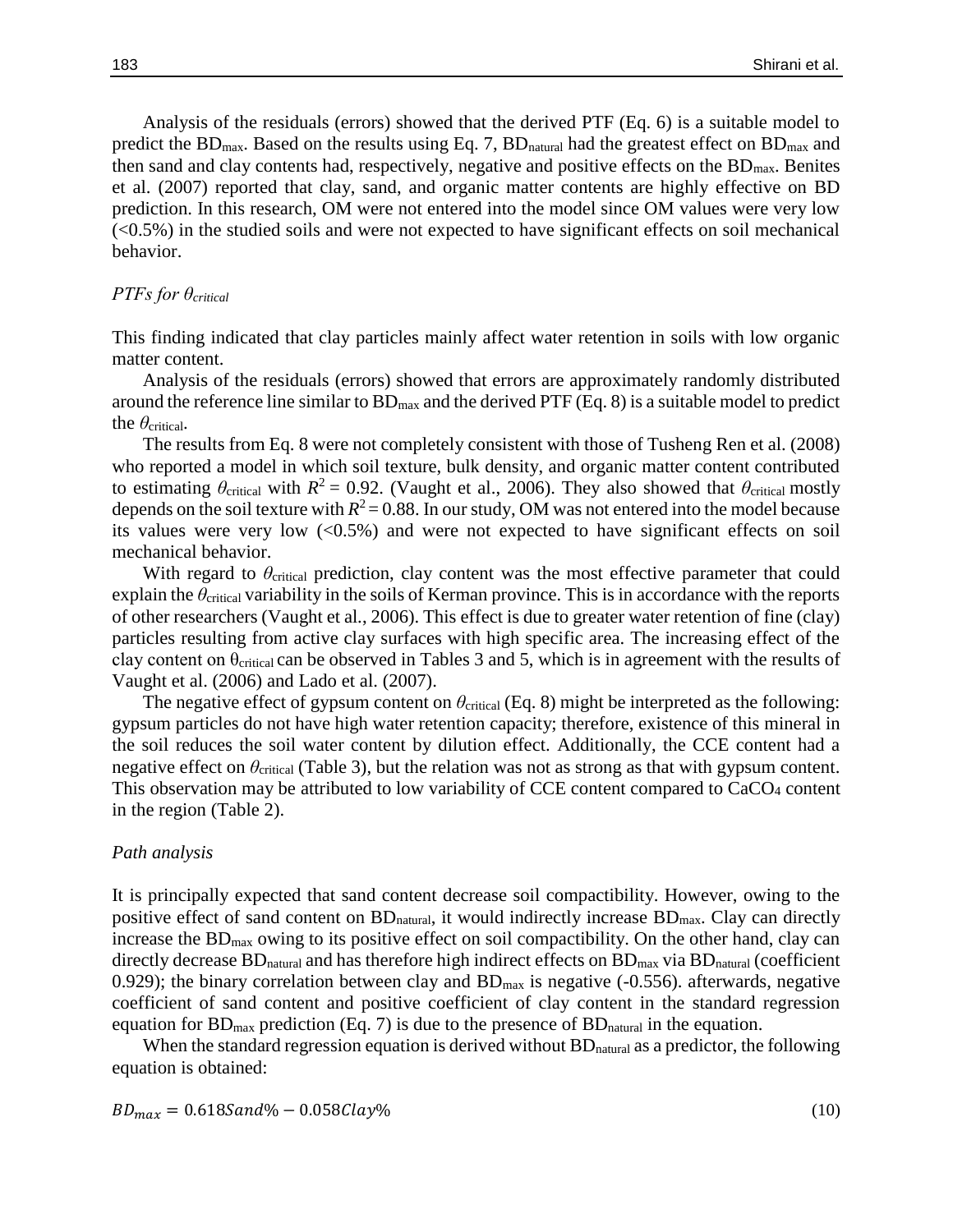Analysis of the residuals (errors) showed that the derived PTF (Eq. 6) is a suitable model to predict the $BD_{max}$. Based on the results using Eq. 7, $BD_{natural}$ had the greatest effect on $BD_{max}$ and then sand and clay contents had, respectively, negative and positive effects on the $BD_{max}$. Benites et al. (2007) reported that clay, sand, and organic matter contents are highly effective on BD prediction. In this research, OM were not entered into the model since OM values were very low (<0.5%) in the studied soils and were not expected to have significant effects on soil mechanical behavior.

### *PTFs for $\theta_{critical}$*

This finding indicated that clay particles mainly affect water retention in soils with low organic matter content.

Analysis of the residuals (errors) showed that errors are approximately randomly distributed around the reference line similar to $BD_{max}$ and the derived PTF (Eq. 8) is a suitable model to predict the $\theta_{critical}$.

The results from Eq. 8 were not completely consistent with those of Tusheng Ren et al. (2008) who reported a model in which soil texture, bulk density, and organic matter content contributed to estimating $\theta_{critical}$ with $R^2 = 0.92$. (Vaught et al., 2006). They also showed that $\theta_{critical}$ mostly depends on the soil texture with $R^2 = 0.88$. In our study, OM was not entered into the model because its values were very low (<0.5%) and were not expected to have significant effects on soil mechanical behavior.

With regard to $\theta_{critical}$ prediction, clay content was the most effective parameter that could explain the $\theta_{critical}$ variability in the soils of Kerman province. This is in accordance with the reports of other researchers (Vaught et al., 2006). This effect is due to greater water retention of fine (clay) particles resulting from active clay surfaces with high specific area. The increasing effect of the clay content on $\theta_{critical}$ can be observed in Tables 3 and 5, which is in agreement with the results of Vaught et al. (2006) and Lado et al. (2007).

The negative effect of gypsum content on $\theta_{critical}$ (Eq. 8) might be interpreted as the following: gypsum particles do not have high water retention capacity; therefore, existence of this mineral in the soil reduces the soil water content by dilution effect. Additionally, the CCE content had a negative effect on $\theta_{critical}$ (Table 3), but the relation was not as strong as that with gypsum content. This observation may be attributed to low variability of CCE content compared to $CaCO_4$ content in the region (Table 2).

### *Path analysis*

It is principally expected that sand content decrease soil compactibility. However, owing to the positive effect of sand content on $BD_{natural}$, it would indirectly increase $BD_{max}$. Clay can directly increase the $BD_{max}$ owing to its positive effect on soil compactibility. On the other hand, clay can directly decrease $BD_{natural}$ and has therefore high indirect effects on $BD_{max}$ via $BD_{natural}$ (coefficient 0.929); the binary correlation between clay and $BD_{max}$ is negative (-0.556). afterwards, negative coefficient of sand content and positive coefficient of clay content in the standard regression equation for $BD_{max}$ prediction (Eq. 7) is due to the presence of $BD_{natural}$ in the equation.

When the standard regression equation is derived without $BD_{natural}$ as a predictor, the following equation is obtained:

$$BD_{max} = 0.618Sand\% - 0.058Clay\% \tag{10}$$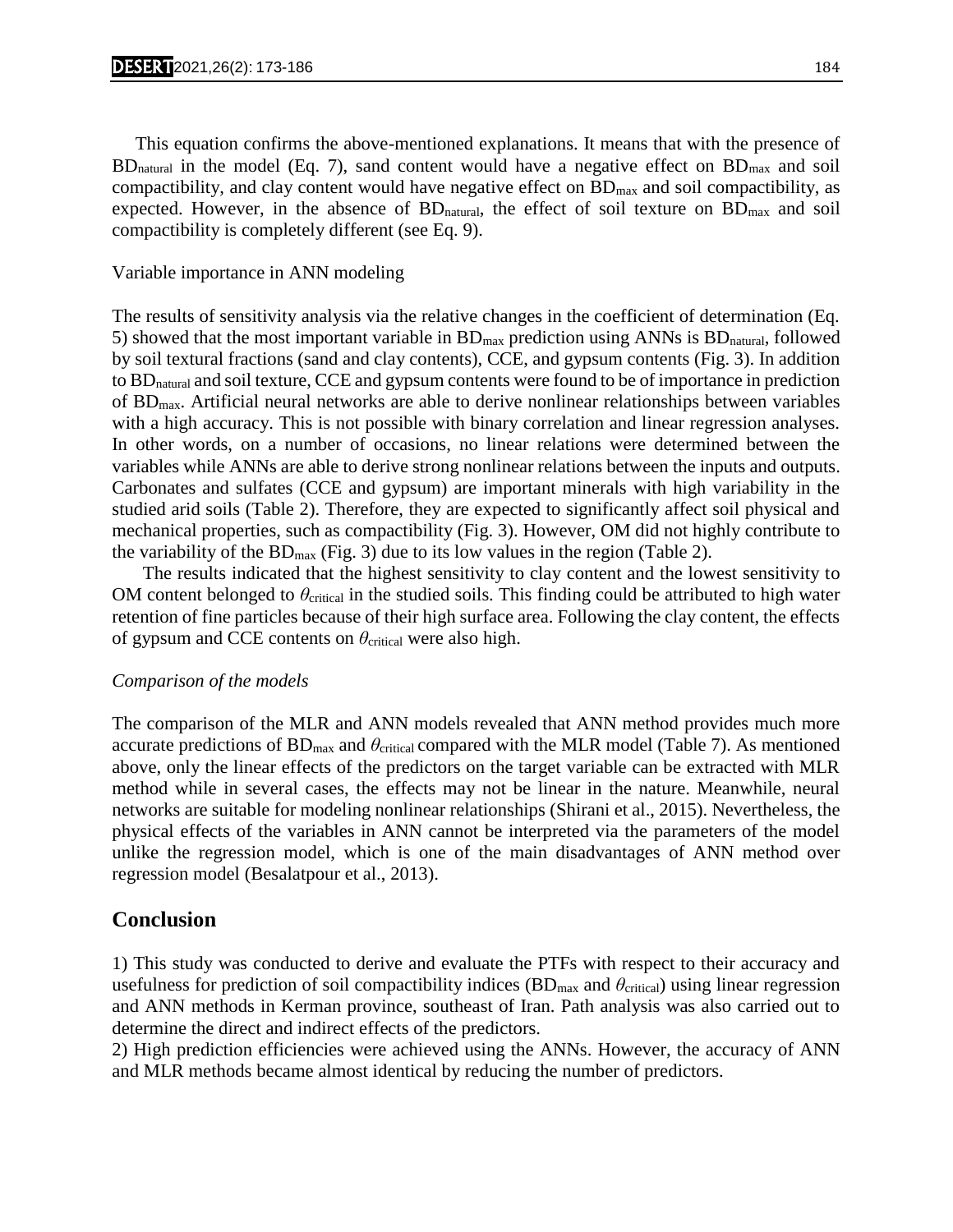This equation confirms the above-mentioned explanations. It means that with the presence of $BD_{natural}$ in the model (Eq. 7), sand content would have a negative effect on $BD_{max}$ and soil compactibility, and clay content would have negative effect on $BD_{max}$ and soil compactibility, as expected. However, in the absence of $BD_{natural}$, the effect of soil texture on $BD_{max}$ and soil compactibility is completely different (see Eq. 9).

Variable importance in ANN modeling

The results of sensitivity analysis via the relative changes in the coefficient of determination (Eq. 5) showed that the most important variable in $BD_{max}$ prediction using ANNs is $BD_{natural}$, followed by soil textural fractions (sand and clay contents), CCE, and gypsum contents (Fig. 3). In addition to $BD_{natural}$ and soil texture, CCE and gypsum contents were found to be of importance in prediction of $BD_{max}$. Artificial neural networks are able to derive nonlinear relationships between variables with a high accuracy. This is not possible with binary correlation and linear regression analyses. In other words, on a number of occasions, no linear relations were determined between the variables while ANNs are able to derive strong nonlinear relations between the inputs and outputs. Carbonates and sulfates (CCE and gypsum) are important minerals with high variability in the studied arid soils (Table 2). Therefore, they are expected to significantly affect soil physical and mechanical properties, such as compactibility (Fig. 3). However, OM did not highly contribute to the variability of the $BD_{max}$ (Fig. 3) due to its low values in the region (Table 2).

The results indicated that the highest sensitivity to clay content and the lowest sensitivity to OM content belonged to $\theta_{critical}$ in the studied soils. This finding could be attributed to high water retention of fine particles because of their high surface area. Following the clay content, the effects of gypsum and CCE contents on $\theta_{critical}$ were also high.

*Comparison of the models*

The comparison of the MLR and ANN models revealed that ANN method provides much more accurate predictions of $BD_{max}$ and $\theta_{critical}$ compared with the MLR model (Table 7). As mentioned above, only the linear effects of the predictors on the target variable can be extracted with MLR method while in several cases, the effects may not be linear in the nature. Meanwhile, neural networks are suitable for modeling nonlinear relationships (Shirani et al., 2015). Nevertheless, the physical effects of the variables in ANN cannot be interpreted via the parameters of the model unlike the regression model, which is one of the main disadvantages of ANN method over regression model (Besalatpour et al., 2013).

## Conclusion

1) This study was conducted to derive and evaluate the PTFs with respect to their accuracy and usefulness for prediction of soil compactibility indices ($BD_{max}$ and $\theta_{critical}$) using linear regression and ANN methods in Kerman province, southeast of Iran. Path analysis was also carried out to determine the direct and indirect effects of the predictors.

2) High prediction efficiencies were achieved using the ANNs. However, the accuracy of ANN and MLR methods became almost identical by reducing the number of predictors.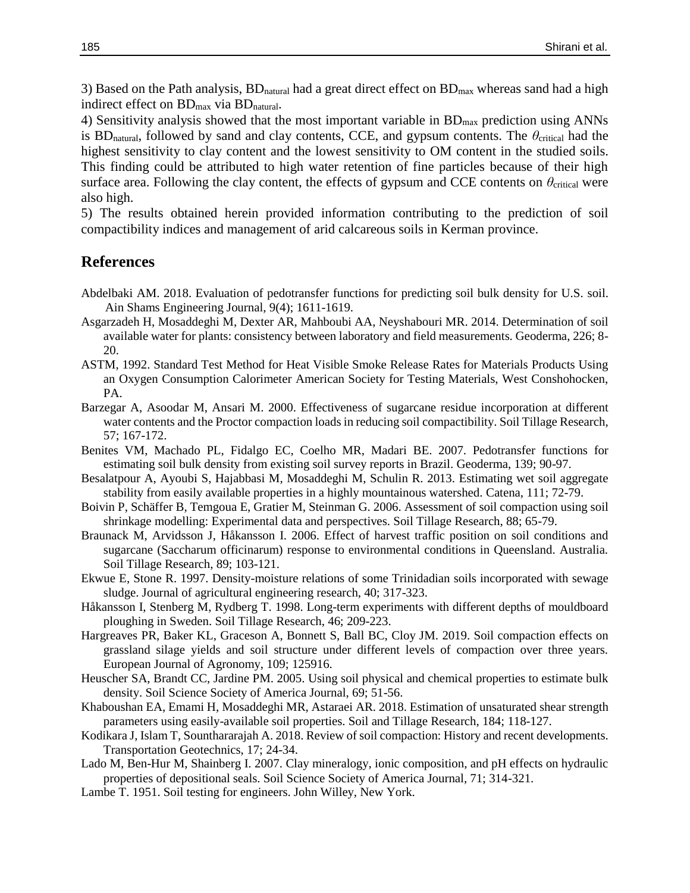3) Based on the Path analysis, $BD_{natural}$ had a great direct effect on $BD_{max}$ whereas sand had a high indirect effect on $BD_{max}$ via $BD_{natural}$.

4) Sensitivity analysis showed that the most important variable in $BD_{max}$ prediction using ANNs is $BD_{natural}$, followed by sand and clay contents, CCE, and gypsum contents. The $\theta_{critical}$ had the highest sensitivity to clay content and the lowest sensitivity to OM content in the studied soils. This finding could be attributed to high water retention of fine particles because of their high surface area. Following the clay content, the effects of gypsum and CCE contents on $\theta_{critical}$ were also high.

5) The results obtained herein provided information contributing to the prediction of soil compactibility indices and management of arid calcareous soils in Kerman province.

## References

Abdelbaki AM. 2018. Evaluation of pedotransfer functions for predicting soil bulk density for U.S. soil. Ain Shams Engineering Journal, 9(4); 1611-1619.

Asgarzadeh H, Mosaddeghi M, Dexter AR, Mahboubi AA, Neyshabouri MR. 2014. Determination of soil available water for plants: consistency between laboratory and field measurements. Geoderma, 226; 8-20.

ASTM, 1992. Standard Test Method for Heat Visible Smoke Release Rates for Materials Products Using an Oxygen Consumption Calorimeter American Society for Testing Materials, West Conshohocken, PA.

Barzegar A, Asoodar M, Ansari M. 2000. Effectiveness of sugarcane residue incorporation at different water contents and the Proctor compaction loads in reducing soil compactibility. Soil Tillage Research, 57; 167-172.

Benites VM, Machado PL, Fidalgo EC, Coelho MR, Madari BE. 2007. Pedotransfer functions for estimating soil bulk density from existing soil survey reports in Brazil. Geoderma, 139; 90-97.

Besalatpour A, Ayoubi S, Hajabbasi M, Mosaddeghi M, Schulin R. 2013. Estimating wet soil aggregate stability from easily available properties in a highly mountainous watershed. Catena, 111; 72-79.

Boivin P, Schäffer B, Temgoua E, Gratier M, Steinman G. 2006. Assessment of soil compaction using soil shrinkage modelling: Experimental data and perspectives. Soil Tillage Research, 88; 65-79.

Braunack M, Arvidsson J, Håkansson I. 2006. Effect of harvest traffic position on soil conditions and sugarcane (Saccharum officinarum) response to environmental conditions in Queensland. Australia. Soil Tillage Research, 89; 103-121.

Ekwue E, Stone R. 1997. Density-moisture relations of some Trinidadian soils incorporated with sewage sludge. Journal of agricultural engineering research, 40; 317-323.

Håkansson I, Stenberg M, Rydberg T. 1998. Long-term experiments with different depths of mouldboard ploughing in Sweden. Soil Tillage Research, 46; 209-223.

Hargreaves PR, Baker KL, Graceson A, Bonnett S, Ball BC, Cloy JM. 2019. Soil compaction effects on grassland silage yields and soil structure under different levels of compaction over three years. European Journal of Agronomy, 109; 125916.

Heuscher SA, Brandt CC, Jardine PM. 2005. Using soil physical and chemical properties to estimate bulk density. Soil Science Society of America Journal, 69; 51-56.

Khaboushan EA, Emami H, Mosaddeghi MR, Astaraei AR. 2018. Estimation of unsaturated shear strength parameters using easily-available soil properties. Soil and Tillage Research, 184; 118-127.

Kodikara J, Islam T, Sounthararajah A. 2018. Review of soil compaction: History and recent developments. Transportation Geotechnics, 17; 24-34.

Lado M, Ben-Hur M, Shainberg I. 2007. Clay mineralogy, ionic composition, and pH effects on hydraulic properties of depositional seals. Soil Science Society of America Journal, 71; 314-321.

Lambe T. 1951. Soil testing for engineers. John Willey, New York.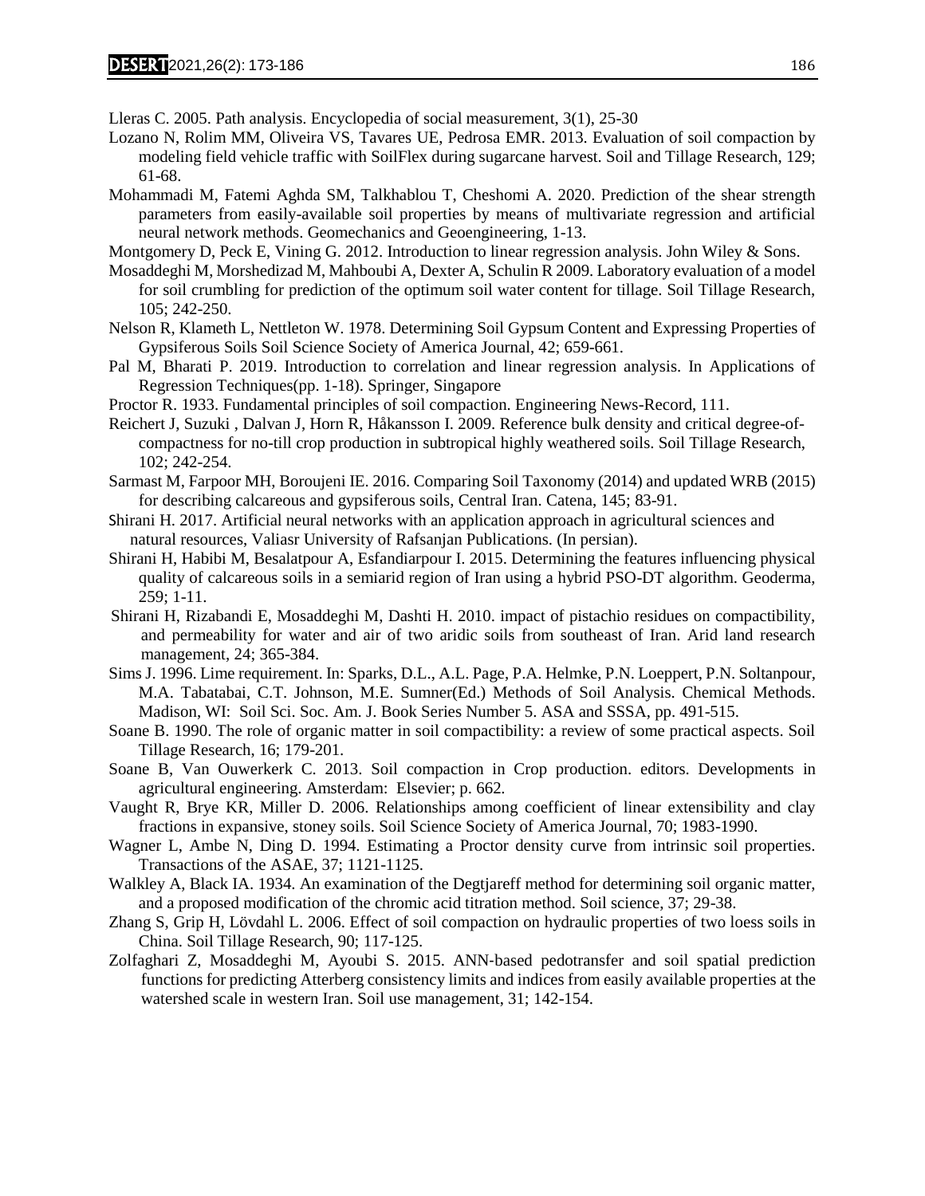Lleras C. 2005. Path analysis. Encyclopedia of social measurement, 3(1), 25-30

Lozano N, Rolim MM, Oliveira VS, Tavares UE, Pedrosa EMR. 2013. Evaluation of soil compaction by modeling field vehicle traffic with SoilFlex during sugarcane harvest. Soil and Tillage Research, 129; 61-68.

Mohammadi M, Fatemi Aghda SM, Talkhablou T, Cheshomi A. 2020. Prediction of the shear strength parameters from easily-available soil properties by means of multivariate regression and artificial neural network methods. Geomechanics and Geoengineering, 1-13.

Montgomery D, Peck E, Vining G. 2012. Introduction to linear regression analysis. John Wiley & Sons.

Mosaddeghi M, Morshedizad M, Mahboubi A, Dexter A, Schulin R 2009. Laboratory evaluation of a model for soil crumbling for prediction of the optimum soil water content for tillage. Soil Tillage Research, 105; 242-250.

Nelson R, Klameth L, Nettleton W. 1978. Determining Soil Gypsum Content and Expressing Properties of Gypsiferous Soils Soil Science Society of America Journal, 42; 659-661.

Pal M, Bharati P. 2019. Introduction to correlation and linear regression analysis. In Applications of Regression Techniques(pp. 1-18). Springer, Singapore

Proctor R. 1933. Fundamental principles of soil compaction. Engineering News-Record, 111.

Reichert J, Suzuki , Dalvan J, Horn R, Håkansson I. 2009. Reference bulk density and critical degree-of-compactness for no-till crop production in subtropical highly weathered soils. Soil Tillage Research, 102; 242-254.

Sarmast M, Farpoor MH, Boroujeni IE. 2016. Comparing Soil Taxonomy (2014) and updated WRB (2015) for describing calcareous and gypsiferous soils, Central Iran. Catena, 145; 83-91.

Shirani H. 2017. Artificial neural networks with an application approach in agricultural sciences and natural resources, Valiasr University of Rafsanjan Publications. (In persian).

Shirani H, Habibi M, Besalatpour A, Esfandiarpour I. 2015. Determining the features influencing physical quality of calcareous soils in a semiarid region of Iran using a hybrid PSO-DT algorithm. Geoderma, 259; 1-11.

Shirani H, Rizabandi E, Mosaddeghi M, Dashti H. 2010. impact of pistachio residues on compactibility, and permeability for water and air of two aridic soils from southeast of Iran. Arid land research management, 24; 365-384.

Sims J. 1996. Lime requirement. In: Sparks, D.L., A.L. Page, P.A. Helmke, P.N. Loeppert, P.N. Soltanpour, M.A. Tabatabai, C.T. Johnson, M.E. Sumner(Ed.) Methods of Soil Analysis. Chemical Methods. Madison, WI: Soil Sci. Soc. Am. J. Book Series Number 5. ASA and SSSA, pp. 491-515.

Soane B. 1990. The role of organic matter in soil compactibility: a review of some practical aspects. Soil Tillage Research, 16; 179-201.

Soane B, Van Ouwerkerk C. 2013. Soil compaction in Crop production. editors. Developments in agricultural engineering. Amsterdam: Elsevier; p. 662.

Vaught R, Brye KR, Miller D. 2006. Relationships among coefficient of linear extensibility and clay fractions in expansive, stoney soils. Soil Science Society of America Journal, 70; 1983-1990.

Wagner L, Ambe N, Ding D. 1994. Estimating a Proctor density curve from intrinsic soil properties. Transactions of the ASAE, 37; 1121-1125.

Walkley A, Black IA. 1934. An examination of the Degtjareff method for determining soil organic matter, and a proposed modification of the chromic acid titration method. Soil science, 37; 29-38.

Zhang S, Grip H, Lövdahl L. 2006. Effect of soil compaction on hydraulic properties of two loess soils in China. Soil Tillage Research, 90; 117-125.

Zolfaghari Z, Mosaddeghi M, Ayoubi S. 2015. ANN-based pedotransfer and soil spatial prediction functions for predicting Atterberg consistency limits and indices from easily available properties at the watershed scale in western Iran. Soil use management, 31; 142-154.